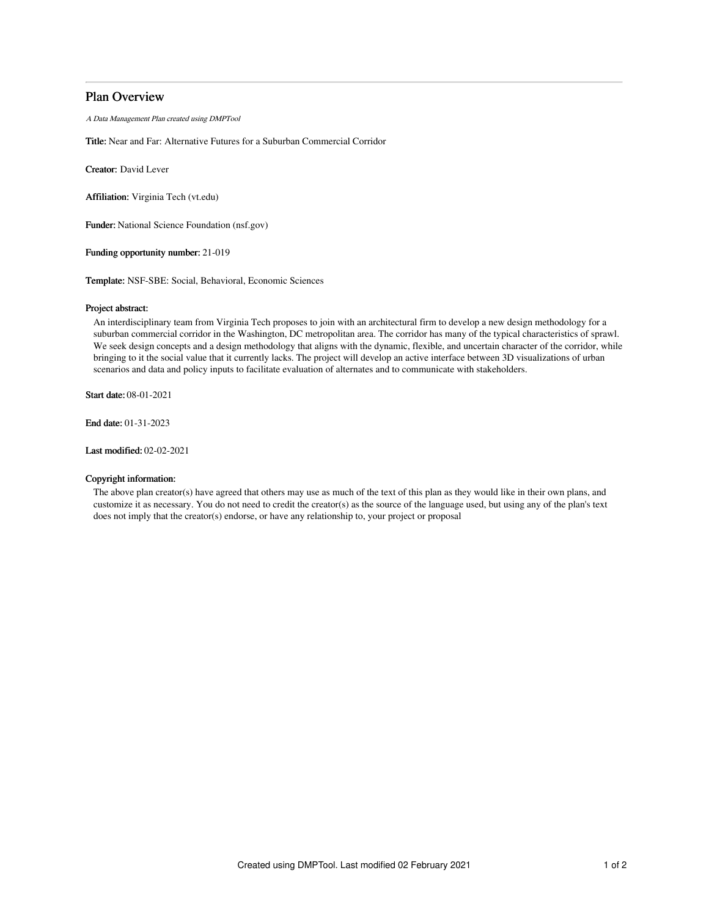# Plan Overview

*A Data Management Plan created using DMPTool*

**Title:** Near and Far: Alternative Futures for a Suburban Commercial Corridor

**Creator:** David Lever

**Affiliation:** Virginia Tech (vt.edu)

**Funder:** National Science Foundation (nsf.gov)

**Funding opportunity number:** 21-019

**Template:** NSF-SBE: Social, Behavioral, Economic Sciences

**Project abstract:**

An interdisciplinary team from Virginia Tech proposes to join with an architectural firm to develop a new design methodology for a suburban commercial corridor in the Washington, DC metropolitan area. The corridor has many of the typical characteristics of sprawl. We seek design concepts and a design methodology that aligns with the dynamic, flexible, and uncertain character of the corridor, while bringing to it the social value that it currently lacks. The project will develop an active interface between 3D visualizations of urban scenarios and data and policy inputs to facilitate evaluation of alternates and to communicate with stakeholders.

**Start date:** 08-01-2021

**End date:** 01-31-2023

**Last modified:** 02-02-2021

**Copyright information:**

The above plan creator(s) have agreed that others may use as much of the text of this plan as they would like in their own plans, and customize it as necessary. You do not need to credit the creator(s) as the source of the language used, but using any of the plan's text does not imply that the creator(s) endorse, or have any relationship to, your project or proposal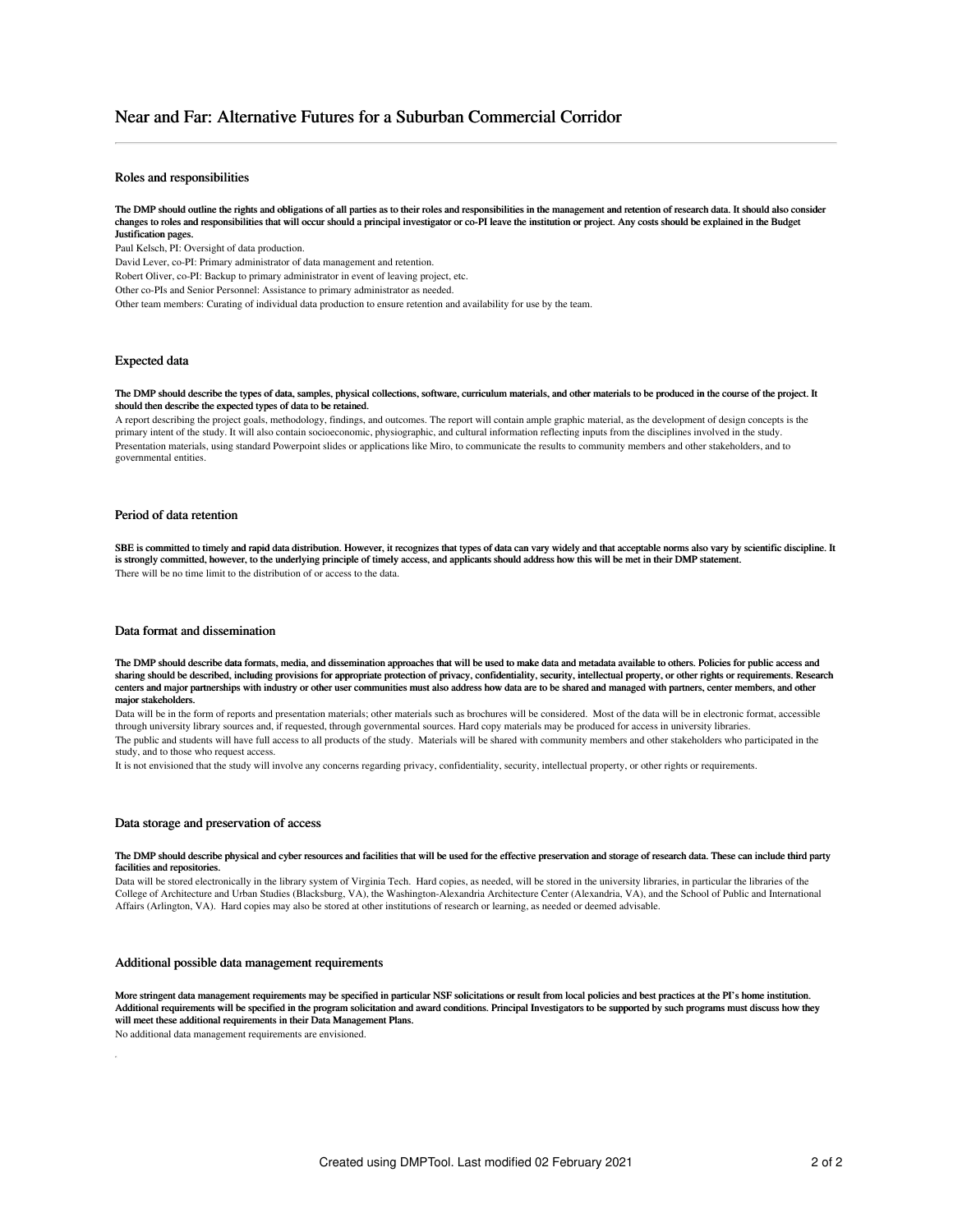# Near and Far: Alternative Futures for a Suburban Commercial Corridor

## Roles and responsibilities

**The DMP should outline the rights and obligations of all parties as to their roles and responsibilities in the management and retention of research data. It should also consider changes to roles and responsibilities that will occur should a principal investigator or co-PI leave the institution or project. Any costs should be explained in the Budget Justification pages.**

Paul Kelsch, PI: Oversight of data production.

David Lever, co-PI: Primary administrator of data management and retention.

Robert Oliver, co-PI: Backup to primary administrator in event of leaving project, etc.

Other co-PIs and Senior Personnel: Assistance to primary administrator as needed.

Other team members: Curating of individual data production to ensure retention and availability for use by the team.

## Expected data

**The DMP should describe the types of data, samples, physical collections, software, curriculum materials, and other materials to be produced in the course of the project. It should then describe the expected types of data to be retained.**

A report describing the project goals, methodology, findings, and outcomes. The report will contain ample graphic material, as the development of design concepts is the primary intent of the study. It will also contain socioeconomic, physiographic, and cultural information reflecting inputs from the disciplines involved in the study.

Presentation materials, using standard Powerpoint slides or applications like Miro, to communicate the results to community members and other stakeholders, and to governmental entities.

## Period of data retention

**SBE is committed to timely and rapid data distribution. However, it recognizes that types of data can vary widely and that acceptable norms also vary by scientific discipline. It is strongly committed, however, to the underlying principle of timely access, and applicants should address how this will be met in their DMP statement.**

There will be no time limit to the distribution of or access to the data.

## Data format and dissemination

**The DMP should describe data formats, media, and dissemination approaches that will be used to make data and metadata available to others. Policies for public access and sharing should be described, including provisions for appropriate protection of privacy, confidentiality, security, intellectual property, or other rights or requirements. Research centers and major partnerships with industry or other user communities must also address how data are to be shared and managed with partners, center members, and other major stakeholders.**

Data will be in the form of reports and presentation materials; other materials such as brochures will be considered. Most of the data will be in electronic format, accessible through university library sources and, if requested, through governmental sources. Hard copy materials may be produced for access in university libraries.

The public and students will have full access to all products of the study. Materials will be shared with community members and other stakeholders who participated in the study, and to those who request access.

It is not envisioned that the study will involve any concerns regarding privacy, confidentiality, security, intellectual property, or other rights or requirements.

## Data storage and preservation of access

**The DMP should describe physical and cyber resources and facilities that will be used for the effective preservation and storage of research data. These can include third party facilities and repositories.**

Data will be stored electronically in the library system of Virginia Tech. Hard copies, as needed, will be stored in the university libraries, in particular the libraries of the College of Architecture and Urban Studies (Blacksburg, VA), the Washington-Alexandria Architecture Center (Alexandria, VA), and the School of Public and International Affairs (Arlington, VA). Hard copies may also be stored at other institutions of research or learning, as needed or deemed advisable.

## Additional possible data management requirements

**More stringent data management requirements may be specified in particular NSF solicitations or result from local policies and best practices at the PI's home institution. Additional requirements will be specified in the program solicitation and award conditions. Principal Investigators to be supported by such programs must discuss how they will meet these additional requirements in their Data Management Plans.**

No additional data management requirements are envisioned.

Created using DMPTool. Last modified 02 February 2021